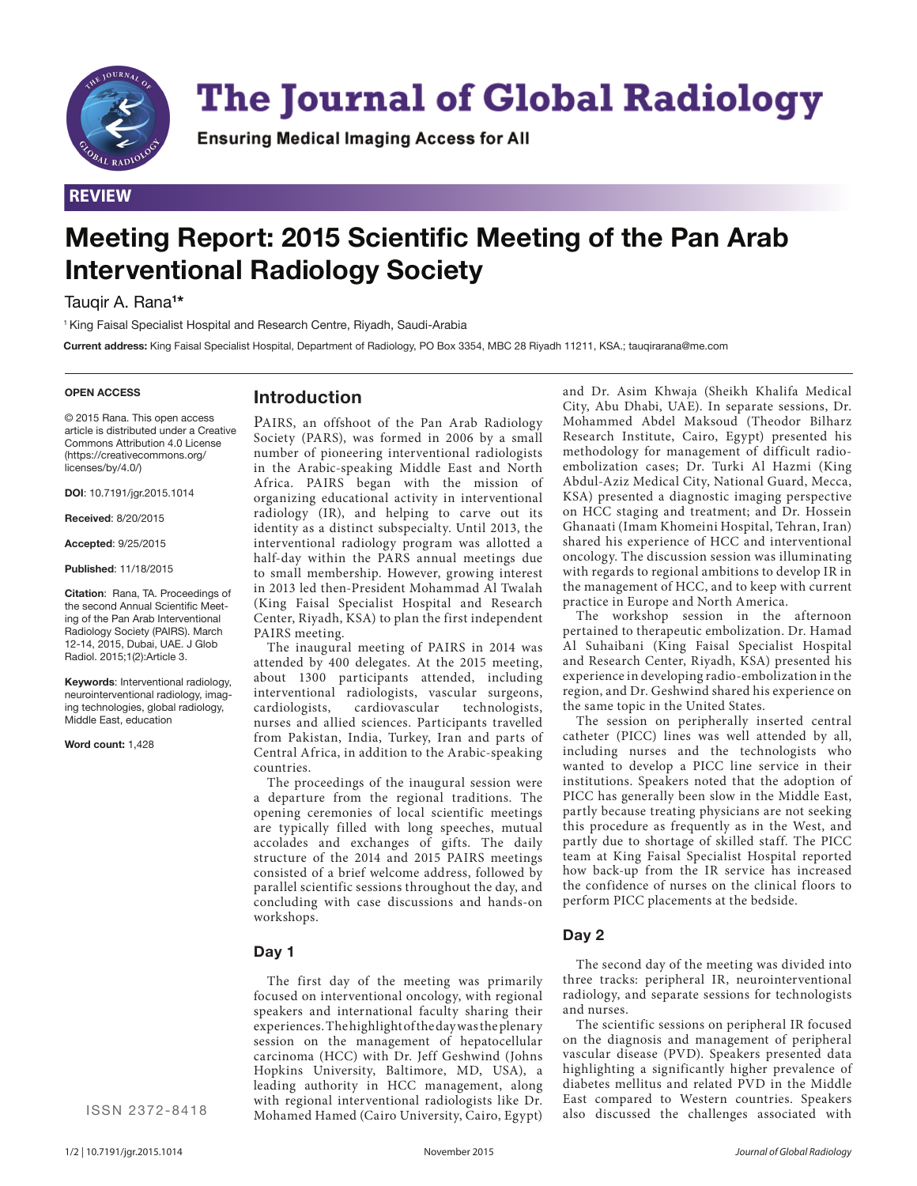REVIEW

# Meeting Report: 2015 Scientific Meeting of the Pan Arab Interventional Radiology Society

Tauqir A. Rana[1]*

[1] King Faisal Specialist Hospital and Research Centre, Riyadh, Saudi-Arabia

**Current address:** King Faisal Specialist Hospital, Department of Radiology, PO Box 3354, MBC 28 Riyadh 11211, KSA.; tauqirarana@me.com

**OPEN ACCESS**

© 2015 Rana. This open access article is distributed under a Creative Commons Attribution 4.0 License (https://creativecommons.org/licenses/by/4.0/)

**DOI**: 10.7191/jgr.2015.1014

**Received**: 8/20/2015

**Accepted**: 9/25/2015

**Published**: 11/18/2015

**Citation**: Rana, TA. Proceedings of the second Annual Scientific Meeting of the Pan Arab Interventional Radiology Society (PAIRS). March 12-14, 2015, Dubai, UAE. J Glob Radiol. 2015;1(2):Article 3.

**Keywords**: Interventional radiology, neurointerventional radiology, imaging technologies, global radiology, Middle East, education

**Word count:** 1,428

ISSN 2372-8418

## Introduction

PAIRS, an offshoot of the Pan Arab Radiology Society (PARS), was formed in 2006 by a small number of pioneering interventional radiologists in the Arabic-speaking Middle East and North Africa. PAIRS began with the mission of organizing educational activity in interventional radiology (IR), and helping to carve out its identity as a distinct subspecialty. Until 2013, the interventional radiology program was allotted a half-day within the PARS annual meetings due to small membership. However, growing interest in 2013 led then-President Mohammad Al Twalah (King Faisal Specialist Hospital and Research Center, Riyadh, KSA) to plan the first independent PAIRS meeting.

The inaugural meeting of PAIRS in 2014 was attended by 400 delegates. At the 2015 meeting, about 1300 participants attended, including interventional radiologists, vascular surgeons, cardiologists, cardiovascular technologists, nurses and allied sciences. Participants travelled from Pakistan, India, Turkey, Iran and parts of Central Africa, in addition to the Arabic-speaking countries.

The proceedings of the inaugural session were a departure from the regional traditions. The opening ceremonies of local scientific meetings are typically filled with long speeches, mutual accolades and exchanges of gifts. The daily structure of the 2014 and 2015 PAIRS meetings consisted of a brief welcome address, followed by parallel scientific sessions throughout the day, and concluding with case discussions and hands-on workshops.

## Day 1

The first day of the meeting was primarily focused on interventional oncology, with regional speakers and international faculty sharing their experiences. The highlight of the day was the plenary session on the management of hepatocellular carcinoma (HCC) with Dr. Jeff Geshwind (Johns Hopkins University, Baltimore, MD, USA), a leading authority in HCC management, along with regional interventional radiologists like Dr. Mohamed Hamed (Cairo University, Cairo, Egypt) and Dr. Asim Khwaja (Sheikh Khalifa Medical City, Abu Dhabi, UAE). In separate sessions, Dr. Mohammed Abdel Maksoud (Theodor Bilharz Research Institute, Cairo, Egypt) presented his methodology for management of difficult radio-embolization cases; Dr. Turki Al Hazmi (King Abdul-Aziz Medical City, National Guard, Mecca, KSA) presented a diagnostic imaging perspective on HCC staging and treatment; and Dr. Hossein Ghanaati (Imam Khomeini Hospital, Tehran, Iran) shared his experience of HCC and interventional oncology. The discussion session was illuminating with regards to regional ambitions to develop IR in the management of HCC, and to keep with current practice in Europe and North America.

The workshop session in the afternoon pertained to therapeutic embolization. Dr. Hamad Al Suhaibani (King Faisal Specialist Hospital and Research Center, Riyadh, KSA) presented his experience in developing radio-embolization in the region, and Dr. Geshwind shared his experience on the same topic in the United States.

The session on peripherally inserted central catheter (PICC) lines was well attended by all, including nurses and the technologists who wanted to develop a PICC line service in their institutions. Speakers noted that the adoption of PICC has generally been slow in the Middle East, partly because treating physicians are not seeking this procedure as frequently as in the West, and partly due to shortage of skilled staff. The PICC team at King Faisal Specialist Hospital reported how back-up from the IR service has increased the confidence of nurses on the clinical floors to perform PICC placements at the bedside.

## Day 2

The second day of the meeting was divided into three tracks: peripheral IR, neurointerventional radiology, and separate sessions for technologists and nurses.

The scientific sessions on peripheral IR focused on the diagnosis and management of peripheral vascular disease (PVD). Speakers presented data highlighting a significantly higher prevalence of diabetes mellitus and related PVD in the Middle East compared to Western countries. Speakers also discussed the challenges associated with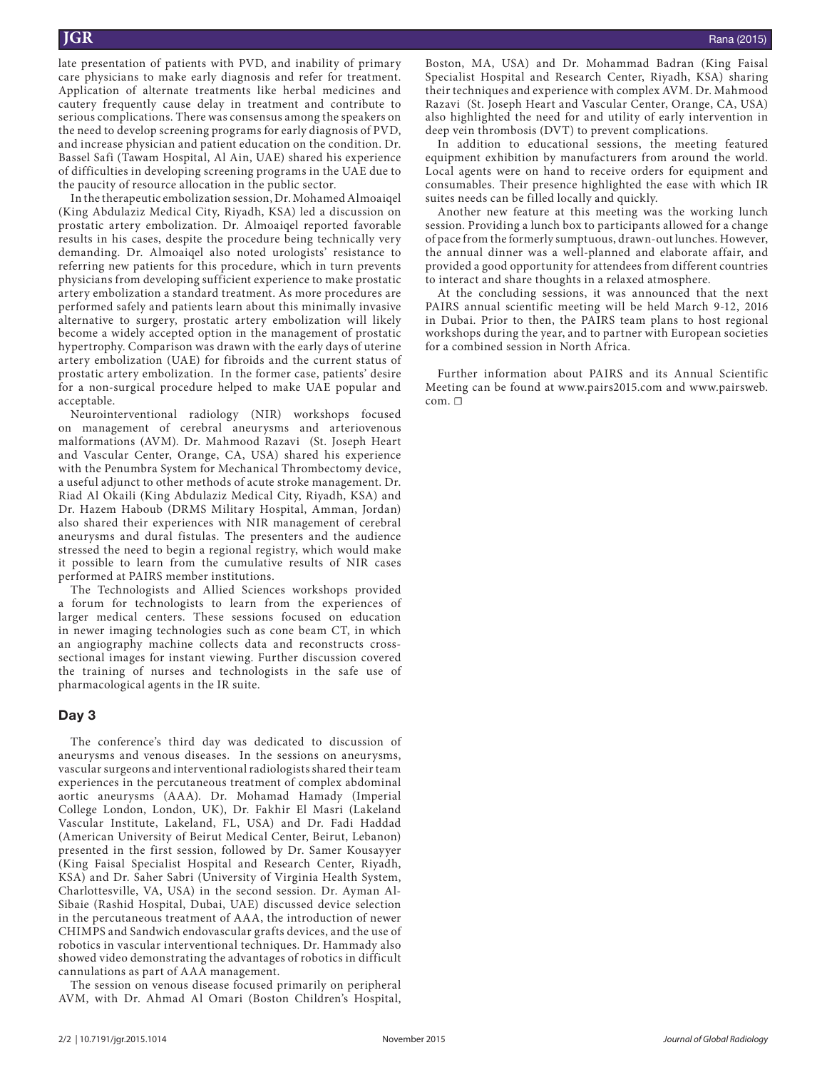late presentation of patients with PVD, and inability of primary care physicians to make early diagnosis and refer for treatment. Application of alternate treatments like herbal medicines and cautery frequently cause delay in treatment and contribute to serious complications. There was consensus among the speakers on the need to develop screening programs for early diagnosis of PVD, and increase physician and patient education on the condition. Dr. Bassel Safi (Tawam Hospital, Al Ain, UAE) shared his experience of difficulties in developing screening programs in the UAE due to the paucity of resource allocation in the public sector.

In the therapeutic embolization session, Dr. Mohamed Almoaiqel (King Abdulaziz Medical City, Riyadh, KSA) led a discussion on prostatic artery embolization. Dr. Almoaiqel reported favorable results in his cases, despite the procedure being technically very demanding. Dr. Almoaiqel also noted urologists' resistance to referring new patients for this procedure, which in turn prevents physicians from developing sufficient experience to make prostatic artery embolization a standard treatment. As more procedures are performed safely and patients learn about this minimally invasive alternative to surgery, prostatic artery embolization will likely become a widely accepted option in the management of prostatic hypertrophy. Comparison was drawn with the early days of uterine artery embolization (UAE) for fibroids and the current status of prostatic artery embolization. In the former case, patients' desire for a non-surgical procedure helped to make UAE popular and acceptable.

Neurointerventional radiology (NIR) workshops focused on management of cerebral aneurysms and arteriovenous malformations (AVM). Dr. Mahmood Razavi (St. Joseph Heart and Vascular Center, Orange, CA, USA) shared his experience with the Penumbra System for Mechanical Thrombectomy device, a useful adjunct to other methods of acute stroke management. Dr. Riad Al Okaili (King Abdulaziz Medical City, Riyadh, KSA) and Dr. Hazem Haboub (DRMS Military Hospital, Amman, Jordan) also shared their experiences with NIR management of cerebral aneurysms and dural fistulas. The presenters and the audience stressed the need to begin a regional registry, which would make it possible to learn from the cumulative results of NIR cases performed at PAIRS member institutions.

The Technologists and Allied Sciences workshops provided a forum for technologists to learn from the experiences of larger medical centers. These sessions focused on education in newer imaging technologies such as cone beam CT, in which an angiography machine collects data and reconstructs cross-sectional images for instant viewing. Further discussion covered the training of nurses and technologists in the safe use of pharmacological agents in the IR suite.

## Day 3

The conference's third day was dedicated to discussion of aneurysms and venous diseases. In the sessions on aneurysms, vascular surgeons and interventional radiologists shared their team experiences in the percutaneous treatment of complex abdominal aortic aneurysms (AAA). Dr. Mohamad Hamady (Imperial College London, London, UK), Dr. Fakhir El Masri (Lakeland Vascular Institute, Lakeland, FL, USA) and Dr. Fadi Haddad (American University of Beirut Medical Center, Beirut, Lebanon) presented in the first session, followed by Dr. Samer Kousayyer (King Faisal Specialist Hospital and Research Center, Riyadh, KSA) and Dr. Saher Sabri (University of Virginia Health System, Charlottesville, VA, USA) in the second session. Dr. Ayman Al-Sibaie (Rashid Hospital, Dubai, UAE) discussed device selection in the percutaneous treatment of AAA, the introduction of newer CHIMPS and Sandwich endovascular grafts devices, and the use of robotics in vascular interventional techniques. Dr. Hammady also showed video demonstrating the advantages of robotics in difficult cannulations as part of AAA management.

The session on venous disease focused primarily on peripheral AVM, with Dr. Ahmad Al Omari (Boston Children's Hospital, Boston, MA, USA) and Dr. Mohammad Badran (King Faisal Specialist Hospital and Research Center, Riyadh, KSA) sharing their techniques and experience with complex AVM. Dr. Mahmood Razavi (St. Joseph Heart and Vascular Center, Orange, CA, USA) also highlighted the need for and utility of early intervention in deep vein thrombosis (DVT) to prevent complications.

In addition to educational sessions, the meeting featured equipment exhibition by manufacturers from around the world. Local agents were on hand to receive orders for equipment and consumables. Their presence highlighted the ease with which IR suites needs can be filled locally and quickly.

Another new feature at this meeting was the working lunch session. Providing a lunch box to participants allowed for a change of pace from the formerly sumptuous, drawn-out lunches. However, the annual dinner was a well-planned and elaborate affair, and provided a good opportunity for attendees from different countries to interact and share thoughts in a relaxed atmosphere.

At the concluding sessions, it was announced that the next PAIRS annual scientific meeting will be held March 9-12, 2016 in Dubai. Prior to then, the PAIRS team plans to host regional workshops during the year, and to partner with European societies for a combined session in North Africa.

Further information about PAIRS and its Annual Scientific Meeting can be found at www.pairs2015.com and www.pairsweb.com. ❒